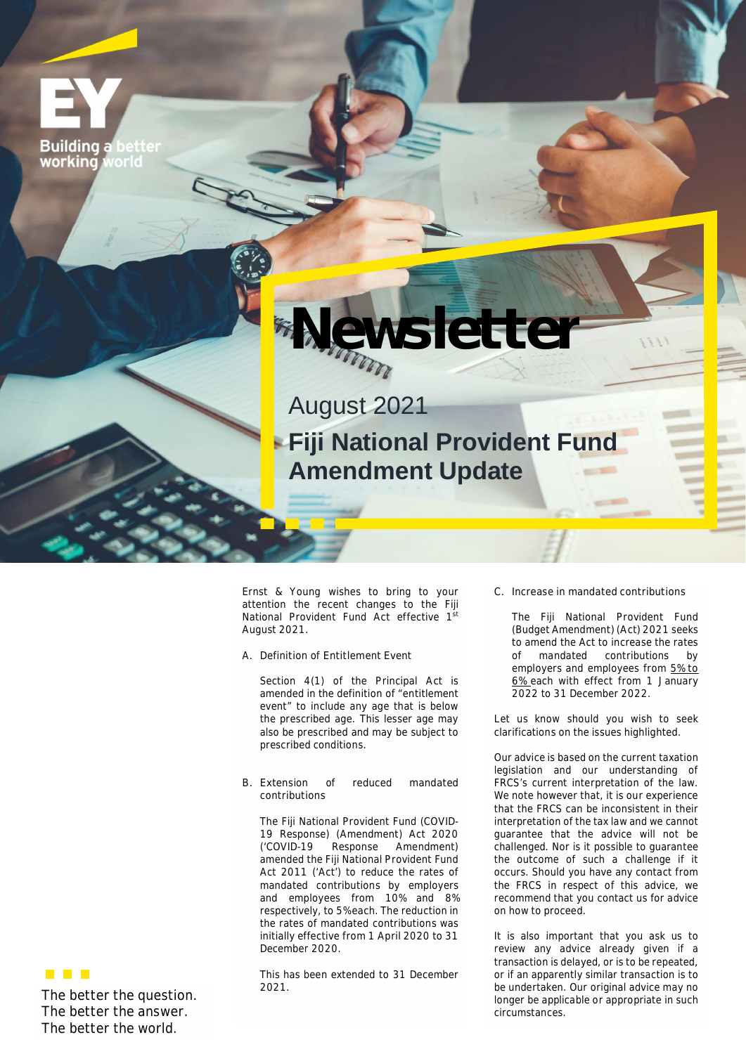EY

Building a better working world

# Newsletter

August 2021

## Fiji National Provident Fund Amendment Update

Ernst & Young wishes to bring to your attention the recent changes to the Fiji National Provident Fund Act effective 1st August 2021.

A. Definition of Entitlement Event

Section 4(1) of the Principal Act is amended in the definition of "entitlement event" to include any age that is below the prescribed age. This lesser age may also be prescribed and may be subject to prescribed conditions.

B. Extension of reduced mandated contributions

The Fiji National Provident Fund (COVID-19 Response) (Amendment) Act 2020 ('COVID-19 Response Amendment) amended the Fiji National Provident Fund Act 2011 ('Act') to reduce the rates of mandated contributions by employers and employees from 10% and 8% respectively, to 5% each. The reduction in the rates of mandated contributions was initially effective from 1 April 2020 to 31 December 2020.

This has been extended to 31 December 2021.

C. Increase in mandated contributions

The Fiji National Provident Fund (Budget Amendment) (Act) 2021 seeks to amend the Act to increase the rates of mandated contributions by employers and employees from 5% to 6% each with effect from 1 January 2022 to 31 December 2022.

Let us know should you wish to seek clarifications on the issues highlighted.

Our advice is based on the current taxation legislation and our understanding of FRCS's current interpretation of the law. We note however that, it is our experience that the FRCS can be inconsistent in their interpretation of the tax law and we cannot guarantee that the advice will not be challenged. Nor is it possible to guarantee the outcome of such a challenge if it occurs. Should you have any contact from the FRCS in respect of this advice, we recommend that you contact us for advice on how to proceed.

It is also important that you ask us to review any advice already given if a transaction is delayed, or is to be repeated, or if an apparently similar transaction is to be undertaken. Our original advice may no longer be applicable or appropriate in such circumstances.

The better the question.
The better the answer.
The better the world.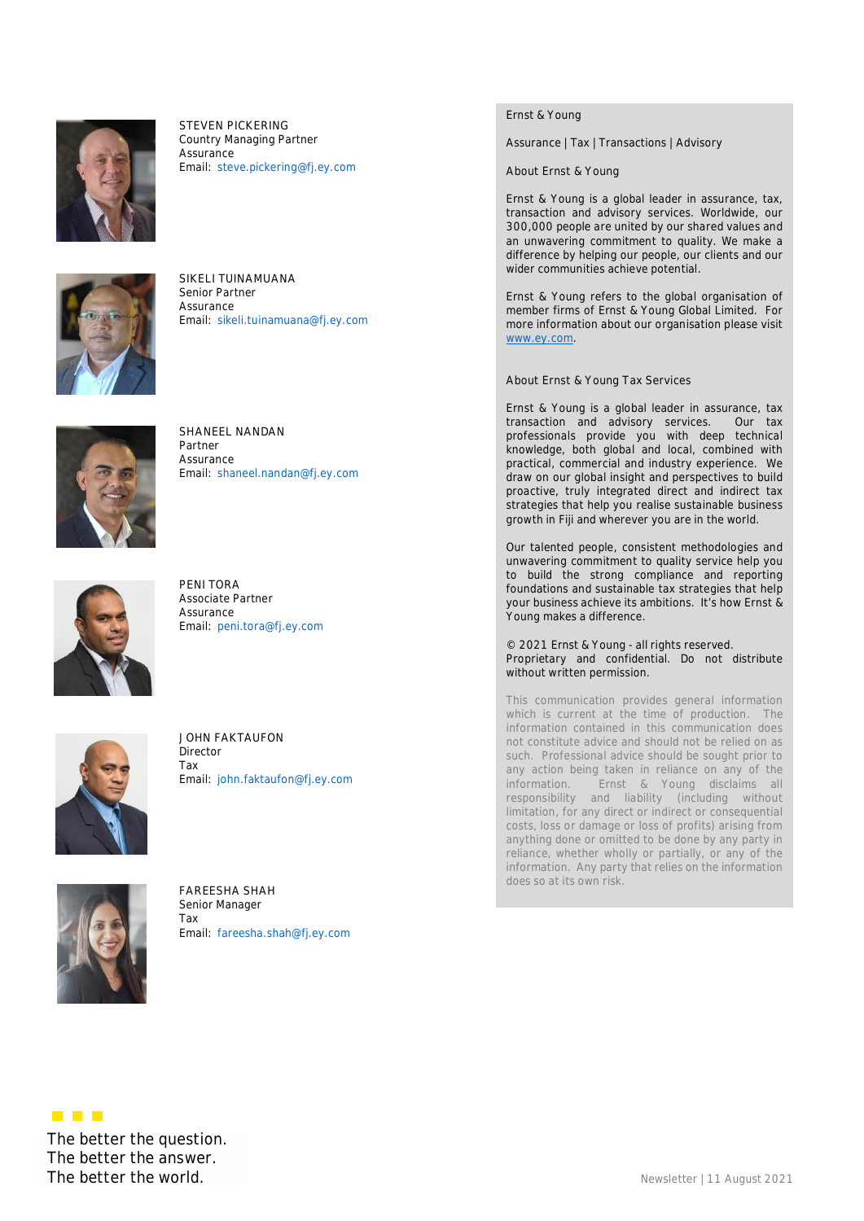**STEVEN PICKERING**
Country Managing Partner
Assurance
Email: steve.pickering@fj.ey.com

**SIKELI TUINAMUANA**
Senior Partner
Assurance
Email: sikeli.tuinamuana@fj.ey.com

**SHANEEL NANDAN**
Partner
Assurance
Email: shaneel.nandan@fj.ey.com

**PENI TORA**
Associate Partner
Assurance
Email: peni.tora@fj.ey.com

**JOHN FAKTAUFON**
Director
Tax
Email: john.faktaufon@fj.ey.com

**FAREESHA SHAH**
Senior Manager
Tax
Email: fareesha.shah@fj.ey.com

Ernst & Young

Assurance | Tax | Transactions | Advisory

## About Ernst & Young

Ernst & Young is a global leader in assurance, tax, transaction and advisory services. Worldwide, our 300,000 people are united by our shared values and an unwavering commitment to quality. We make a difference by helping our people, our clients and our wider communities achieve potential.

Ernst & Young refers to the global organisation of member firms of Ernst & Young Global Limited. For more information about our organisation please visit www.ey.com.

## About Ernst & Young Tax Services

Ernst & Young is a global leader in assurance, tax transaction and advisory services. Our tax professionals provide you with deep technical knowledge, both global and local, combined with practical, commercial and industry experience. We draw on our global insight and perspectives to build proactive, truly integrated direct and indirect tax strategies that help you realise sustainable business growth in Fiji and wherever you are in the world.

Our talented people, consistent methodologies and unwavering commitment to quality service help you to build the strong compliance and reporting foundations and sustainable tax strategies that help your business achieve its ambitions. It's how Ernst & Young makes a difference.

© 2021 Ernst & Young - all rights reserved.
Proprietary and confidential. Do not distribute without written permission.

This communication provides general information which is current at the time of production. The information contained in this communication does not constitute advice and should not be relied on as such. Professional advice should be sought prior to any action being taken in reliance on any of the information. Ernst & Young disclaims all responsibility and liability (including without limitation, for any direct or indirect or consequential costs, loss or damage or loss of profits) arising from anything done or omitted to be done by any party in reliance, whether wholly or partially, or any of the information. Any party that relies on the information does so at its own risk.

The better the question.
The better the answer.
The better the world.